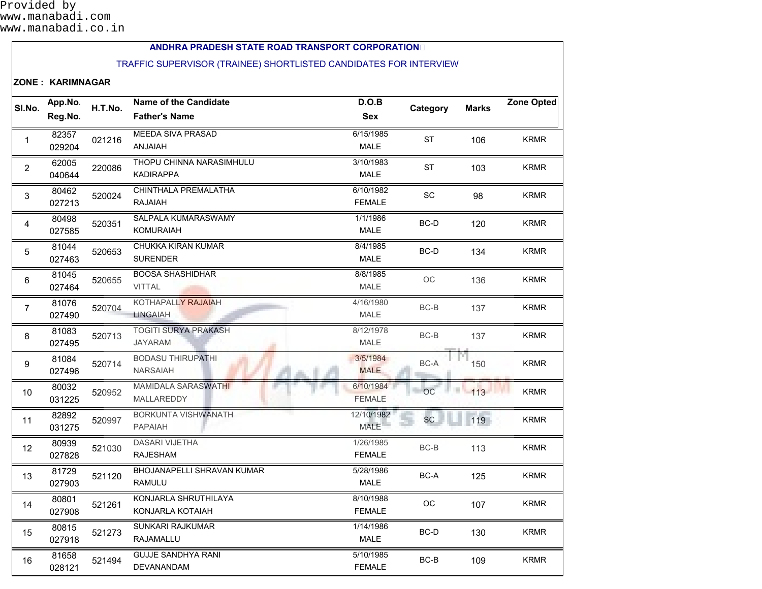Provided by
www.manabadi.com
www.manabadi.co.in

# ANDHRA PRADESH STATE ROAD TRANSPORT CORPORATION

## TRAFFIC SUPERVISOR (TRAINEE) SHORTLISTED CANDIDATES FOR INTERVIEW

**ZONE : KARIMNAGAR**

| Sl.No. | App.No. / Reg.No. | H.T.No. | Name of the Candidate / Father's Name | D.O.B / Sex | Category | Marks | Zone Opted |
|---|---|---|---|---|---|---|---|
| 1 | 82357 / 029204 | 021216 | MEEDA SIVA PRASAD / ANJAIAH | 6/15/1985 / MALE | ST | 106 | KRMR |
| 2 | 62005 / 040644 | 220086 | THOPU CHINNA NARASIMHULU / KADIRAPPA | 3/10/1983 / MALE | ST | 103 | KRMR |
| 3 | 80462 / 027213 | 520024 | CHINTHALA PREMALATHA / RAJAIAH | 6/10/1982 / FEMALE | SC | 98 | KRMR |
| 4 | 80498 / 027585 | 520351 | SALPALA KUMARASWAMY / KOMURAIAH | 1/1/1986 / MALE | BC-D | 120 | KRMR |
| 5 | 81044 / 027463 | 520653 | CHUKKA KIRAN KUMAR / SURENDER | 8/4/1985 / MALE | BC-D | 134 | KRMR |
| 6 | 81045 / 027464 | 520655 | BOOSA SHASHIDHAR / VITTAL | 8/8/1985 / MALE | OC | 136 | KRMR |
| 7 | 81076 / 027490 | 520704 | KOTHAPALLY RAJAIAH / LINGAIAH | 4/16/1980 / MALE | BC-B | 137 | KRMR |
| 8 | 81083 / 027495 | 520713 | TOGITI SURYA PRAKASH / JAYARAM | 8/12/1978 / MALE | BC-B | 137 | KRMR |
| 9 | 81084 / 027496 | 520714 | BODASU THIRUPATHI / NARSAIAH | 3/5/1984 / MALE | BC-A | 150 | KRMR |
| 10 | 80032 / 031225 | 520952 | MAMIDALA SARASWATHI / MALLAREDDY | 6/10/1984 / FEMALE | OC | 113 | KRMR |
| 11 | 82892 / 031275 | 520997 | BORKUNTA VISHWANATH / PAPAIAH | 12/10/1982 / MALE | SC | 119 | KRMR |
| 12 | 80939 / 027828 | 521030 | DASARI VIJETHA / RAJESHAM | 1/26/1985 / FEMALE | BC-B | 113 | KRMR |
| 13 | 81729 / 027903 | 521120 | BHOJANAPELLI SHRAVAN KUMAR / RAMULU | 5/28/1986 / MALE | BC-A | 125 | KRMR |
| 14 | 80801 / 027908 | 521261 | KONJARLA SHRUTHILAYA / KONJARLA KOTAIAH | 8/10/1988 / FEMALE | OC | 107 | KRMR |
| 15 | 80815 / 027918 | 521273 | SUNKARI RAJKUMAR / RAJAMALLU | 1/14/1986 / MALE | BC-D | 130 | KRMR |
| 16 | 81658 / 028121 | 521494 | GUJJE SANDHYA RANI / DEVANANDAM | 5/10/1985 / FEMALE | BC-B | 109 | KRMR |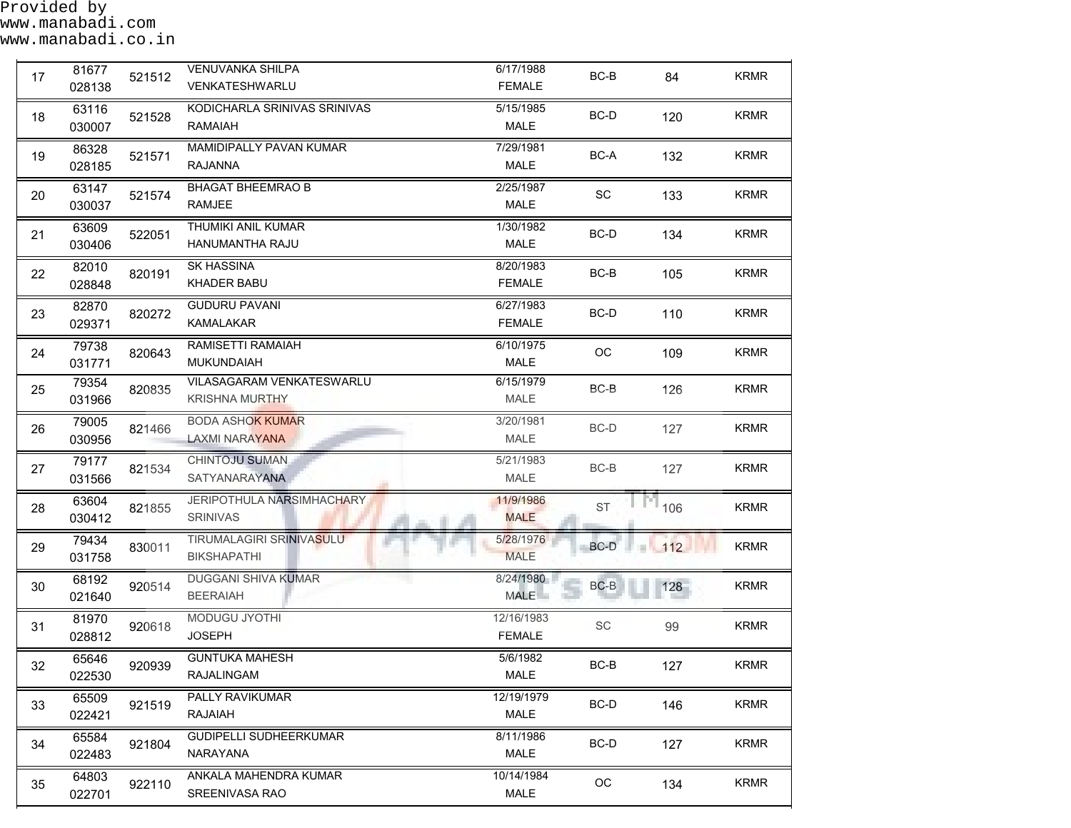Provided by
www.manabadi.com
www.manabadi.co.in

| | | | | | | | |
|---|---|---|---|---|---|---|---|
| 17 | 81677<br>028138 | 521512 | VENUVANKA SHILPA<br>VENKATESHWARLU | 6/17/1988<br>FEMALE | BC-B | 84 | KRMR |
| 18 | 63116<br>030007 | 521528 | KODICHARLA SRINIVAS SRINIVAS<br>RAMAIAH | 5/15/1985<br>MALE | BC-D | 120 | KRMR |
| 19 | 86328<br>028185 | 521571 | MAMIDIPALLY PAVAN KUMAR<br>RAJANNA | 7/29/1981<br>MALE | BC-A | 132 | KRMR |
| 20 | 63147<br>030037 | 521574 | BHAGAT BHEEMRAO B<br>RAMJEE | 2/25/1987<br>MALE | SC | 133 | KRMR |
| 21 | 63609<br>030406 | 522051 | THUMIKI ANIL KUMAR<br>HANUMANTHA RAJU | 1/30/1982<br>MALE | BC-D | 134 | KRMR |
| 22 | 82010<br>028848 | 820191 | SK HASSINA<br>KHADER BABU | 8/20/1983<br>FEMALE | BC-B | 105 | KRMR |
| 23 | 82870<br>029371 | 820272 | GUDURU PAVANI<br>KAMALAKAR | 6/27/1983<br>FEMALE | BC-D | 110 | KRMR |
| 24 | 79738<br>031771 | 820643 | RAMISETTI RAMAIAH<br>MUKUNDAIAH | 6/10/1975<br>MALE | OC | 109 | KRMR |
| 25 | 79354<br>031966 | 820835 | VILASAGARAM VENKATESWARLU<br>KRISHNA MURTHY | 6/15/1979<br>MALE | BC-B | 126 | KRMR |
| 26 | 79005<br>030956 | 821466 | BODA ASHOK KUMAR<br>LAXMI NARAYANA | 3/20/1981<br>MALE | BC-D | 127 | KRMR |
| 27 | 79177<br>031566 | 821534 | CHINTOJU SUMAN<br>SATYANARAYANA | 5/21/1983<br>MALE | BC-B | 127 | KRMR |
| 28 | 63604<br>030412 | 821855 | JERIPOTHULA NARSIMHACHARY<br>SRINIVAS | 11/9/1986<br>MALE | ST | 106 | KRMR |
| 29 | 79434<br>031758 | 830011 | TIRUMALAGIRI SRINIVASULU<br>BIKSHAPATHI | 5/28/1976<br>MALE | BC-D | 112 | KRMR |
| 30 | 68192<br>021640 | 920514 | DUGGANI SHIVA KUMAR<br>BEERAIAH | 8/24/1980<br>MALE | BC-B | 128 | KRMR |
| 31 | 81970<br>028812 | 920618 | MODUGU JYOTHI<br>JOSEPH | 12/16/1983<br>FEMALE | SC | 99 | KRMR |
| 32 | 65646<br>022530 | 920939 | GUNTUKA MAHESH<br>RAJALINGAM | 5/6/1982<br>MALE | BC-B | 127 | KRMR |
| 33 | 65509<br>022421 | 921519 | PALLY RAVIKUMAR<br>RAJAIAH | 12/19/1979<br>MALE | BC-D | 146 | KRMR |
| 34 | 65584<br>022483 | 921804 | GUDIPELLI SUDHEERKUMAR<br>NARAYANA | 8/11/1986<br>MALE | BC-D | 127 | KRMR |
| 35 | 64803<br>022701 | 922110 | ANKALA MAHENDRA KUMAR<br>SREENIVASA RAO | 10/14/1984<br>MALE | OC | 134 | KRMR |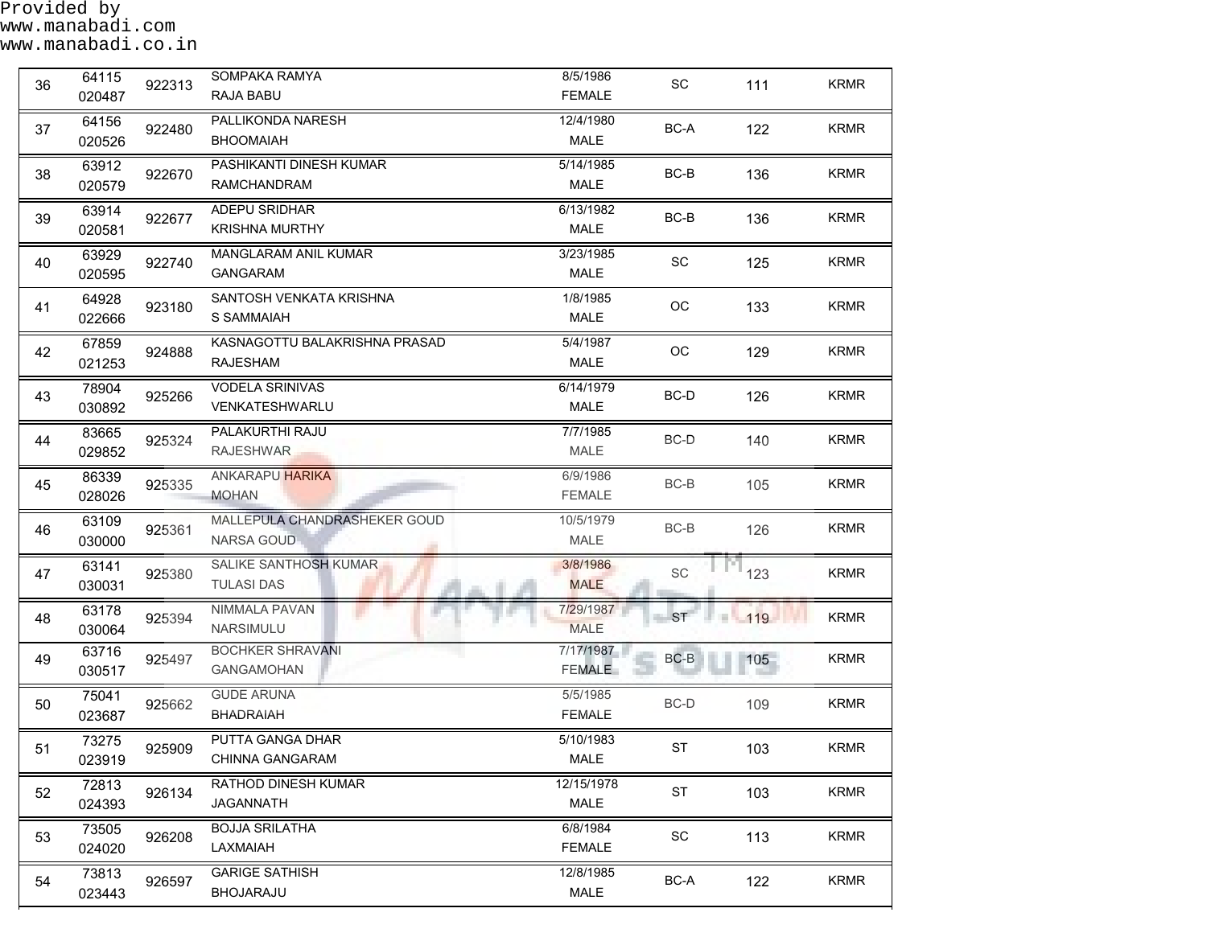Provided by
www.manabadi.com
www.manabadi.co.in

| | | | | | | | |
|---|---|---|---|---|---|---|---|
| 36 | 64115<br>020487 | 922313 | SOMPAKA RAMYA<br>RAJA BABU | 8/5/1986<br>FEMALE | SC | 111 | KRMR |
| 37 | 64156<br>020526 | 922480 | PALLIKONDA NARESH<br>BHOOMAIAH | 12/4/1980<br>MALE | BC-A | 122 | KRMR |
| 38 | 63912<br>020579 | 922670 | PASHIKANTI DINESH KUMAR<br>RAMCHANDRAM | 5/14/1985<br>MALE | BC-B | 136 | KRMR |
| 39 | 63914<br>020581 | 922677 | ADEPU SRIDHAR<br>KRISHNA MURTHY | 6/13/1982<br>MALE | BC-B | 136 | KRMR |
| 40 | 63929<br>020595 | 922740 | MANGLARAM ANIL KUMAR<br>GANGARAM | 3/23/1985<br>MALE | SC | 125 | KRMR |
| 41 | 64928<br>022666 | 923180 | SANTOSH VENKATA KRISHNA<br>S SAMMAIAH | 1/8/1985<br>MALE | OC | 133 | KRMR |
| 42 | 67859<br>021253 | 924888 | KASNAGOTTU BALAKRISHNA PRASAD<br>RAJESHAM | 5/4/1987<br>MALE | OC | 129 | KRMR |
| 43 | 78904<br>030892 | 925266 | VODELA SRINIVAS<br>VENKATESHWARLU | 6/14/1979<br>MALE | BC-D | 126 | KRMR |
| 44 | 83665<br>029852 | 925324 | PALAKURTHI RAJU<br>RAJESHWAR | 7/7/1985<br>MALE | BC-D | 140 | KRMR |
| 45 | 86339<br>028026 | 925335 | ANKARAPU HARIKA<br>MOHAN | 6/9/1986<br>FEMALE | BC-B | 105 | KRMR |
| 46 | 63109<br>030000 | 925361 | MALLEPULA CHANDRASHEKER GOUD<br>NARSA GOUD | 10/5/1979<br>MALE | BC-B | 126 | KRMR |
| 47 | 63141<br>030031 | 925380 | SALIKE SANTHOSH KUMAR<br>TULASI DAS | 3/8/1986<br>MALE | SC | 123 | KRMR |
| 48 | 63178<br>030064 | 925394 | NIMMALA PAVAN<br>NARSIMULU | 7/29/1987<br>MALE | ST | 119 | KRMR |
| 49 | 63716<br>030517 | 925497 | BOCHKER SHRAVANI<br>GANGAMOHAN | 7/17/1987<br>FEMALE | BC-B | 105 | KRMR |
| 50 | 75041<br>023687 | 925662 | GUDE ARUNA<br>BHADRAIAH | 5/5/1985<br>FEMALE | BC-D | 109 | KRMR |
| 51 | 73275<br>023919 | 925909 | PUTTA GANGA DHAR<br>CHINNA GANGARAM | 5/10/1983<br>MALE | ST | 103 | KRMR |
| 52 | 72813<br>024393 | 926134 | RATHOD DINESH KUMAR<br>JAGANNATH | 12/15/1978<br>MALE | ST | 103 | KRMR |
| 53 | 73505<br>024020 | 926208 | BOJJA SRILATHA<br>LAXMAIAH | 6/8/1984<br>FEMALE | SC | 113 | KRMR |
| 54 | 73813<br>023443 | 926597 | GARIGE SATHISH<br>BHOJARAJU | 12/8/1985<br>MALE | BC-A | 122 | KRMR |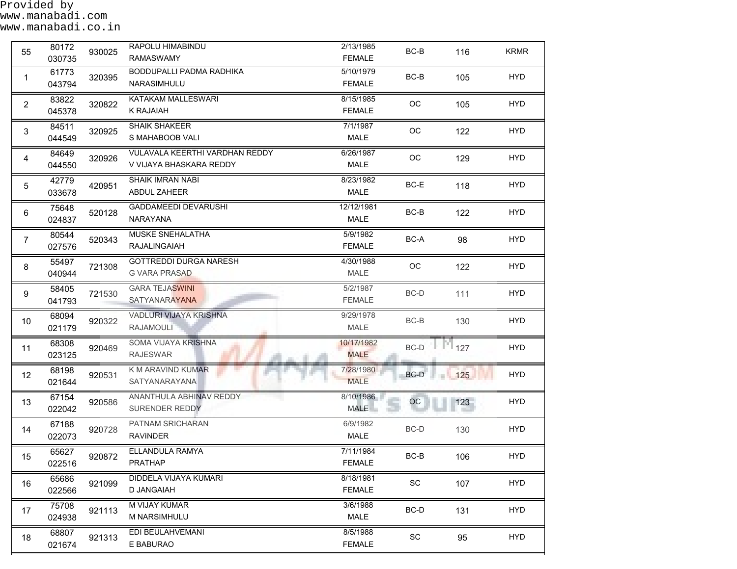Provided by
www.manabadi.com
www.manabadi.co.in

| | | | | | | | |
|---|---|---|---|---|---|---|---|
| 55 | 80172<br>030735 | 930025 | RAPOLU HIMABINDU<br>RAMASWAMY | 2/13/1985<br>FEMALE | BC-B | 116 | KRMR |
| 1 | 61773<br>043794 | 320395 | BODDUPALLI PADMA RADHIKA<br>NARASIMHULU | 5/10/1979<br>FEMALE | BC-B | 105 | HYD |
| 2 | 83822<br>045378 | 320822 | KATAKAM MALLESWARI<br>K RAJAIAH | 8/15/1985<br>FEMALE | OC | 105 | HYD |
| 3 | 84511<br>044549 | 320925 | SHAIK SHAKEER<br>S MAHABOOB VALI | 7/1/1987<br>MALE | OC | 122 | HYD |
| 4 | 84649<br>044550 | 320926 | VULAVALA KEERTHI VARDHAN REDDY<br>V VIJAYA BHASKARA REDDY | 6/26/1987<br>MALE | OC | 129 | HYD |
| 5 | 42779<br>033678 | 420951 | SHAIK IMRAN NABI<br>ABDUL ZAHEER | 8/23/1982<br>MALE | BC-E | 118 | HYD |
| 6 | 75648<br>024837 | 520128 | GADDAMEEDI DEVARUSHI<br>NARAYANA | 12/12/1981<br>MALE | BC-B | 122 | HYD |
| 7 | 80544<br>027576 | 520343 | MUSKE SNEHALATHA<br>RAJALINGAIAH | 5/9/1982<br>FEMALE | BC-A | 98 | HYD |
| 8 | 55497<br>040944 | 721308 | GOTTREDDI DURGA NARESH<br>G VARA PRASAD | 4/30/1988<br>MALE | OC | 122 | HYD |
| 9 | 58405<br>041793 | 721530 | GARA TEJASWINI<br>SATYANARAYANA | 5/2/1987<br>FEMALE | BC-D | 111 | HYD |
| 10 | 68094<br>021179 | 920322 | VADLURI VIJAYA KRISHNA<br>RAJAMOULI | 9/29/1978<br>MALE | BC-B | 130 | HYD |
| 11 | 68308<br>023125 | 920469 | SOMA VIJAYA KRISHNA<br>RAJESWAR | 10/17/1982<br>MALE | BC-D | 127 | HYD |
| 12 | 68198<br>021644 | 920531 | K M ARAVIND KUMAR<br>SATYANARAYANA | 7/28/1980<br>MALE | BC-D | 125 | HYD |
| 13 | 67154<br>022042 | 920586 | ANANTHULA ABHINAV REDDY<br>SURENDER REDDY | 8/10/1986<br>MALE | OC | 123 | HYD |
| 14 | 67188<br>022073 | 920728 | PATNAM SRICHARAN<br>RAVINDER | 6/9/1982<br>MALE | BC-D | 130 | HYD |
| 15 | 65627<br>022516 | 920872 | ELLANDULA RAMYA<br>PRATHAP | 7/11/1984<br>FEMALE | BC-B | 106 | HYD |
| 16 | 65686<br>022566 | 921099 | DIDDELA VIJAYA KUMARI<br>D JANGAIAH | 8/18/1981<br>FEMALE | SC | 107 | HYD |
| 17 | 75708<br>024938 | 921113 | M VIJAY KUMAR<br>M NARSIMHULU | 3/6/1988<br>MALE | BC-D | 131 | HYD |
| 18 | 68807<br>021674 | 921313 | EDI BEULAHVEMANI<br>E BABURAO | 8/5/1988<br>FEMALE | SC | 95 | HYD |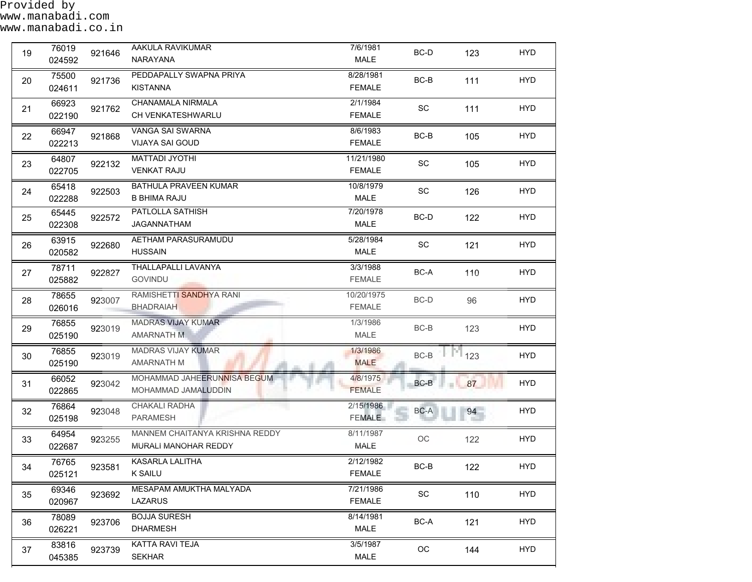Provided by
www.manabadi.com
www.manabadi.co.in

| | | | | | | | |
|---|---|---|---|---|---|---|---|
| 19 | 76019<br>024592 | 921646 | AAKULA RAVIKUMAR<br>NARAYANA | 7/6/1981<br>MALE | BC-D | 123 | HYD |
| 20 | 75500<br>024611 | 921736 | PEDDAPALLY SWAPNA PRIYA<br>KISTANNA | 8/28/1981<br>FEMALE | BC-B | 111 | HYD |
| 21 | 66923<br>022190 | 921762 | CHANAMALA NIRMALA<br>CH VENKATESHWARLU | 2/1/1984<br>FEMALE | SC | 111 | HYD |
| 22 | 66947<br>022213 | 921868 | VANGA SAI SWARNA<br>VIJAYA SAI GOUD | 8/6/1983<br>FEMALE | BC-B | 105 | HYD |
| 23 | 64807<br>022705 | 922132 | MATTADI JYOTHI<br>VENKAT RAJU | 11/21/1980<br>FEMALE | SC | 105 | HYD |
| 24 | 65418<br>022288 | 922503 | BATHULA PRAVEEN KUMAR<br>B BHIMA RAJU | 10/8/1979<br>MALE | SC | 126 | HYD |
| 25 | 65445<br>022308 | 922572 | PATLOLLA SATHISH<br>JAGANNATHAM | 7/20/1978<br>MALE | BC-D | 122 | HYD |
| 26 | 63915<br>020582 | 922680 | AETHAM PARASURAMUDU<br>HUSSAIN | 5/28/1984<br>MALE | SC | 121 | HYD |
| 27 | 78711<br>025882 | 922827 | THALLAPALLI LAVANYA<br>GOVINDU | 3/3/1988<br>FEMALE | BC-A | 110 | HYD |
| 28 | 78655<br>026016 | 923007 | RAMISHETTI SANDHYA RANI<br>BHADRAIAH | 10/20/1975<br>FEMALE | BC-D | 96 | HYD |
| 29 | 76855<br>025190 | 923019 | MADRAS VIJAY KUMAR<br>AMARNATH M | 1/3/1986<br>MALE | BC-B | 123 | HYD |
| 30 | 76855<br>025190 | 923019 | MADRAS VIJAY KUMAR<br>AMARNATH M | 1/3/1986<br>MALE | BC-B | 123 | HYD |
| 31 | 66052<br>022865 | 923042 | MOHAMMAD JAHEERUNNISA BEGUM<br>MOHAMMAD JAMALUDDIN | 4/8/1975<br>FEMALE | BC-B | 87 | HYD |
| 32 | 76864<br>025198 | 923048 | CHAKALI RADHA<br>PARAMESH | 2/15/1986<br>FEMALE | BC-A | 94 | HYD |
| 33 | 64954<br>022687 | 923255 | MANNEM CHAITANYA KRISHNA REDDY<br>MURALI MANOHAR REDDY | 8/11/1987<br>MALE | OC | 122 | HYD |
| 34 | 76765<br>025121 | 923581 | KASARLA LALITHA<br>K SAILU | 2/12/1982<br>FEMALE | BC-B | 122 | HYD |
| 35 | 69346<br>020967 | 923692 | MESAPAM AMUKTHA MALYADA<br>LAZARUS | 7/21/1986<br>FEMALE | SC | 110 | HYD |
| 36 | 78089<br>026221 | 923706 | BOJJA SURESH<br>DHARMESH | 8/14/1981<br>MALE | BC-A | 121 | HYD |
| 37 | 83816<br>045385 | 923739 | KATTA RAVI TEJA<br>SEKHAR | 3/5/1987<br>MALE | OC | 144 | HYD |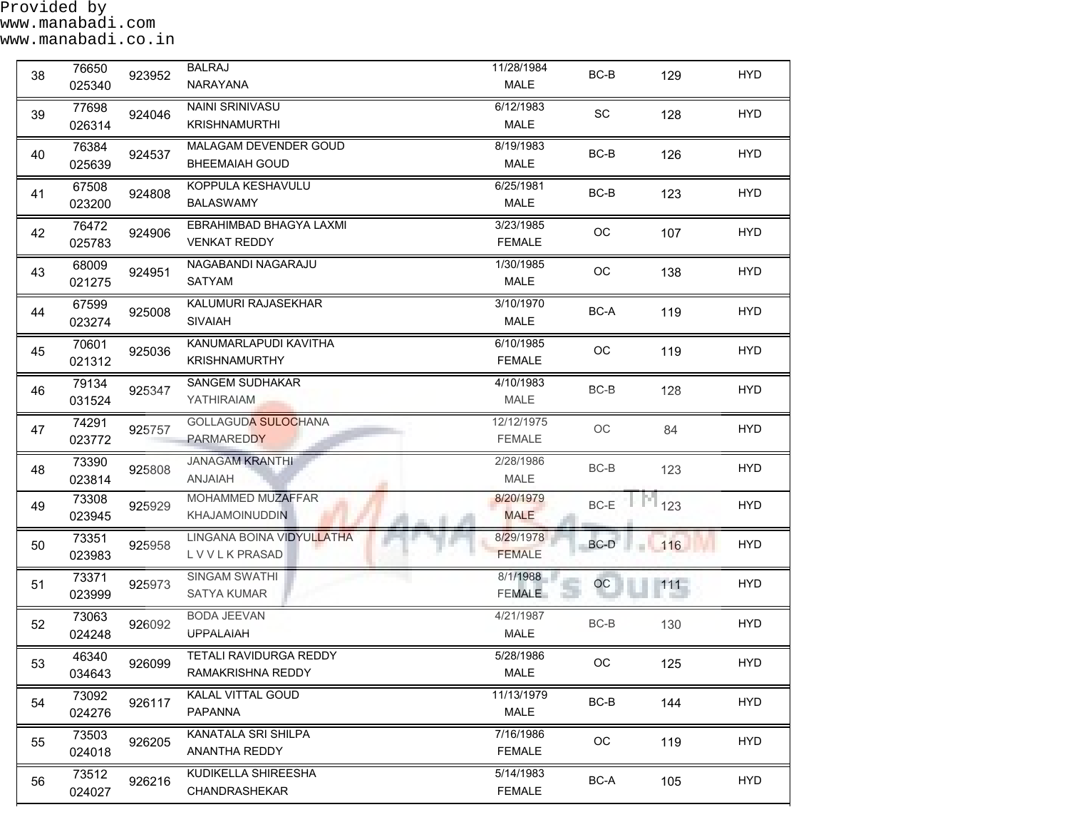Provided by
www.manabadi.com
www.manabadi.co.in

| | | | | | | | |
|---|---|---|---|---|---|---|---|
| 38 | 76650<br>025340 | 923952 | BALRAJ<br>NARAYANA | 11/28/1984<br>MALE | BC-B | 129 | HYD |
| 39 | 77698<br>026314 | 924046 | NAINI SRINIVASU<br>KRISHNAMURTHI | 6/12/1983<br>MALE | SC | 128 | HYD |
| 40 | 76384<br>025639 | 924537 | MALAGAM DEVENDER GOUD<br>BHEEMAIAH GOUD | 8/19/1983<br>MALE | BC-B | 126 | HYD |
| 41 | 67508<br>023200 | 924808 | KOPPULA KESHAVULU<br>BALASWAMY | 6/25/1981<br>MALE | BC-B | 123 | HYD |
| 42 | 76472<br>025783 | 924906 | EBRAHIMBAD BHAGYA LAXMI<br>VENKAT REDDY | 3/23/1985<br>FEMALE | OC | 107 | HYD |
| 43 | 68009<br>021275 | 924951 | NAGABANDI NAGARAJU<br>SATYAM | 1/30/1985<br>MALE | OC | 138 | HYD |
| 44 | 67599<br>023274 | 925008 | KALUMURI RAJASEKHAR<br>SIVAIAH | 3/10/1970<br>MALE | BC-A | 119 | HYD |
| 45 | 70601<br>021312 | 925036 | KANUMARLAPUDI KAVITHA<br>KRISHNAMURTHY | 6/10/1985<br>FEMALE | OC | 119 | HYD |
| 46 | 79134<br>031524 | 925347 | SANGEM SUDHAKAR<br>YATHIRAIAM | 4/10/1983<br>MALE | BC-B | 128 | HYD |
| 47 | 74291<br>023772 | 925757 | GOLLAGUDA SULOCHANA<br>PARMAREDDY | 12/12/1975<br>FEMALE | OC | 84 | HYD |
| 48 | 73390<br>023814 | 925808 | JANAGAM KRANTHI<br>ANJAIAH | 2/28/1986<br>MALE | BC-B | 123 | HYD |
| 49 | 73308<br>023945 | 925929 | MOHAMMED MUZAFFAR<br>KHAJAMOINUDDIN | 8/20/1979<br>MALE | BC-E | 123 | HYD |
| 50 | 73351<br>023983 | 925958 | LINGANA BOINA VIDYULLATHA<br>L V V L K PRASAD | 8/29/1978<br>FEMALE | BC-D | 116 | HYD |
| 51 | 73371<br>023999 | 925973 | SINGAM SWATHI<br>SATYA KUMAR | 8/1/1988<br>FEMALE | OC | 111 | HYD |
| 52 | 73063<br>024248 | 926092 | BODA JEEVAN<br>UPPALAIAH | 4/21/1987<br>MALE | BC-B | 130 | HYD |
| 53 | 46340<br>034643 | 926099 | TETALI RAVIDURGA REDDY<br>RAMAKRISHNA REDDY | 5/28/1986<br>MALE | OC | 125 | HYD |
| 54 | 73092<br>024276 | 926117 | KALAL VITTAL GOUD<br>PAPANNA | 11/13/1979<br>MALE | BC-B | 144 | HYD |
| 55 | 73503<br>024018 | 926205 | KANATALA SRI SHILPA<br>ANANTHA REDDY | 7/16/1986<br>FEMALE | OC | 119 | HYD |
| 56 | 73512<br>024027 | 926216 | KUDIKELLA SHIREESHA<br>CHANDRASHEKAR | 5/14/1983<br>FEMALE | BC-A | 105 | HYD |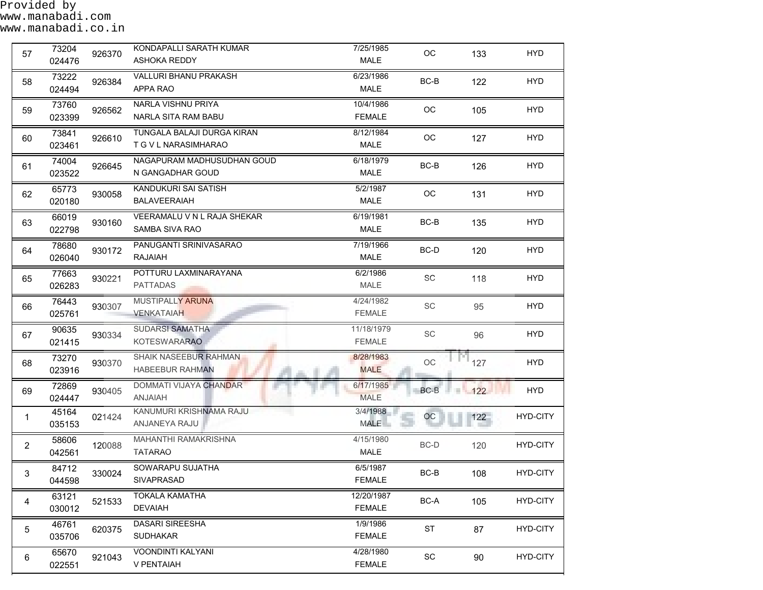Provided by
www.manabadi.com
www.manabadi.co.in

| | | | | | | | |
|---|---|---|---|---|---|---|---|
| 57 | 73204<br>024476 | 926370 | KONDAPALLI SARATH KUMAR<br>ASHOKA REDDY | 7/25/1985<br>MALE | OC | 133 | HYD |
| 58 | 73222<br>024494 | 926384 | VALLURI BHANU PRAKASH<br>APPA RAO | 6/23/1986<br>MALE | BC-B | 122 | HYD |
| 59 | 73760<br>023399 | 926562 | NARLA VISHNU PRIYA<br>NARLA SITA RAM BABU | 10/4/1986<br>FEMALE | OC | 105 | HYD |
| 60 | 73841<br>023461 | 926610 | TUNGALA BALAJI DURGA KIRAN<br>T G V L NARASIMHARAO | 8/12/1984<br>MALE | OC | 127 | HYD |
| 61 | 74004<br>023522 | 926645 | NAGAPURAM MADHUSUDHAN GOUD<br>N GANGADHAR GOUD | 6/18/1979<br>MALE | BC-B | 126 | HYD |
| 62 | 65773<br>020180 | 930058 | KANDUKURI SAI SATISH<br>BALAVEERAIAH | 5/2/1987<br>MALE | OC | 131 | HYD |
| 63 | 66019<br>022798 | 930160 | VEERAMALU V N L RAJA SHEKAR<br>SAMBA SIVA RAO | 6/19/1981<br>MALE | BC-B | 135 | HYD |
| 64 | 78680<br>026040 | 930172 | PANUGANTI SRINIVASARAO<br>RAJAIAH | 7/19/1966<br>MALE | BC-D | 120 | HYD |
| 65 | 77663<br>026283 | 930221 | POTTURU LAXMINARAYANA<br>PATTADAS | 6/2/1986<br>MALE | SC | 118 | HYD |
| 66 | 76443<br>025761 | 930307 | MUSTIPALLY ARUNA<br>VENKATAIAH | 4/24/1982<br>FEMALE | SC | 95 | HYD |
| 67 | 90635<br>021415 | 930334 | SUDARSI SAMATHA<br>KOTESWARARAO | 11/18/1979<br>FEMALE | SC | 96 | HYD |
| 68 | 73270<br>023916 | 930370 | SHAIK NASEEBUR RAHMAN<br>HABEEBUR RAHMAN | 8/28/1983<br>MALE | OC | 127 | HYD |
| 69 | 72869<br>024447 | 930405 | DOMMATI VIJAYA CHANDAR<br>ANJAIAH | 6/17/1985<br>MALE | BC-B | 122 | HYD |
| 1 | 45164<br>035153 | 021424 | KANUMURI KRISHNAMA RAJU<br>ANJANEYA RAJU | 3/4/1988<br>MALE | OC | 122 | HYD-CITY |
| 2 | 58606<br>042561 | 120088 | MAHANTHI RAMAKRISHNA<br>TATARAO | 4/15/1980<br>MALE | BC-D | 120 | HYD-CITY |
| 3 | 84712<br>044598 | 330024 | SOWARAPU SUJATHA<br>SIVAPRASAD | 6/5/1987<br>FEMALE | BC-B | 108 | HYD-CITY |
| 4 | 63121<br>030012 | 521533 | TOKALA KAMATHA<br>DEVAIAH | 12/20/1987<br>FEMALE | BC-A | 105 | HYD-CITY |
| 5 | 46761<br>035706 | 620375 | DASARI SIREESHA<br>SUDHAKAR | 1/9/1986<br>FEMALE | ST | 87 | HYD-CITY |
| 6 | 65670<br>022551 | 921043 | VOONDINTI KALYANI<br>V PENTAIAH | 4/28/1980<br>FEMALE | SC | 90 | HYD-CITY |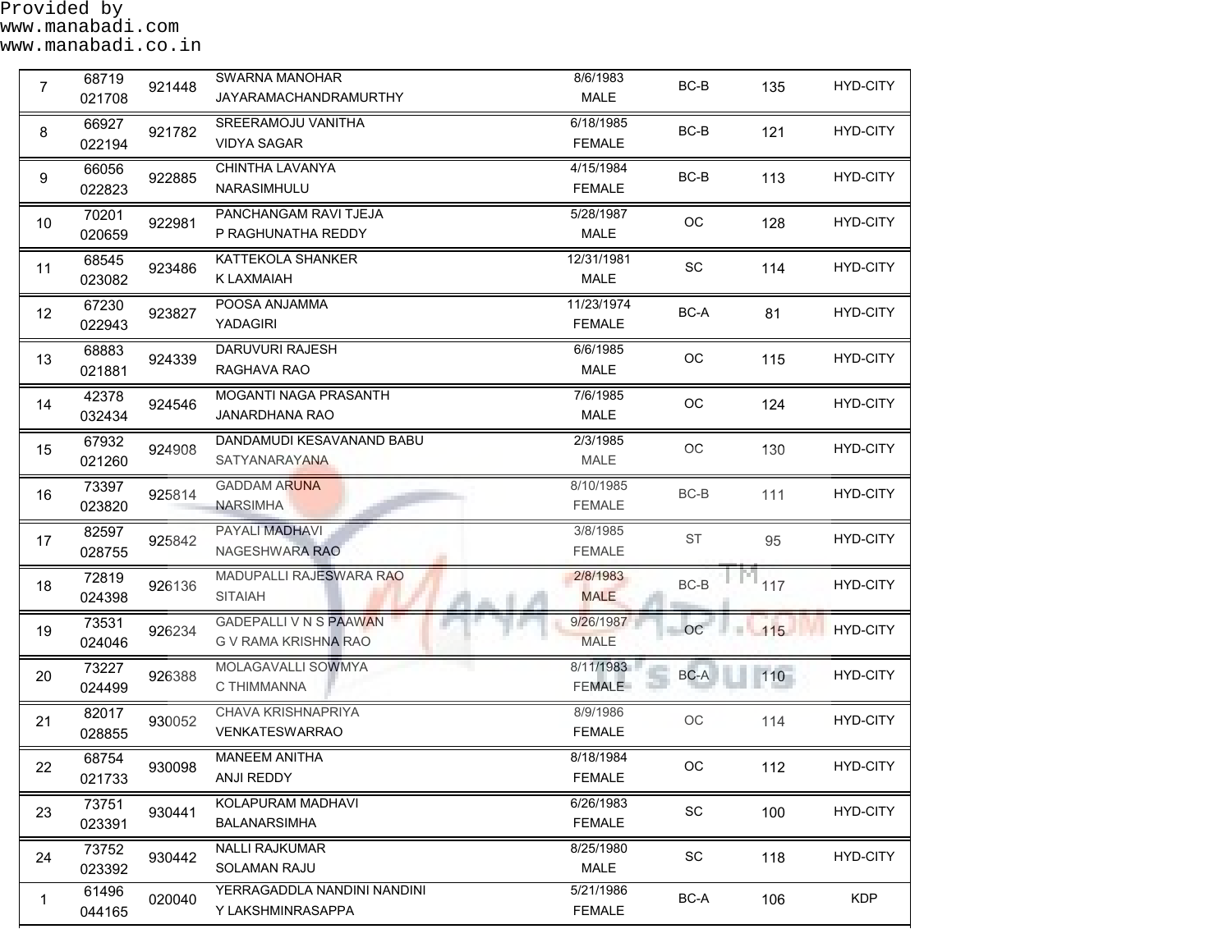Provided by
www.manabadi.com
www.manabadi.co.in

| | | | | | | | |
|---|---|---|---|---|---|---|---|
| 7 | 68719<br>021708 | 921448 | SWARNA MANOHAR<br>JAYARAMACHANDRAMURTHY | 8/6/1983<br>MALE | BC-B | 135 | HYD-CITY |
| 8 | 66927<br>022194 | 921782 | SREERAMOJU VANITHA<br>VIDYA SAGAR | 6/18/1985<br>FEMALE | BC-B | 121 | HYD-CITY |
| 9 | 66056<br>022823 | 922885 | CHINTHA LAVANYA<br>NARASIMHULU | 4/15/1984<br>FEMALE | BC-B | 113 | HYD-CITY |
| 10 | 70201<br>020659 | 922981 | PANCHANGAM RAVI TJEJA<br>P RAGHUNATHA REDDY | 5/28/1987<br>MALE | OC | 128 | HYD-CITY |
| 11 | 68545<br>023082 | 923486 | KATTEKOLA SHANKER<br>K LAXMAIAH | 12/31/1981<br>MALE | SC | 114 | HYD-CITY |
| 12 | 67230<br>022943 | 923827 | POOSA ANJAMMA<br>YADAGIRI | 11/23/1974<br>FEMALE | BC-A | 81 | HYD-CITY |
| 13 | 68883<br>021881 | 924339 | DARUVURI RAJESH<br>RAGHAVA RAO | 6/6/1985<br>MALE | OC | 115 | HYD-CITY |
| 14 | 42378<br>032434 | 924546 | MOGANTI NAGA PRASANTH<br>JANARDHANA RAO | 7/6/1985<br>MALE | OC | 124 | HYD-CITY |
| 15 | 67932<br>021260 | 924908 | DANDAMUDI KESAVANAND BABU<br>SATYANARAYANA | 2/3/1985<br>MALE | OC | 130 | HYD-CITY |
| 16 | 73397<br>023820 | 925814 | GADDAM ARUNA<br>NARSIMHA | 8/10/1985<br>FEMALE | BC-B | 111 | HYD-CITY |
| 17 | 82597<br>028755 | 925842 | PAYALI MADHAVI<br>NAGESHWARA RAO | 3/8/1985<br>FEMALE | ST | 95 | HYD-CITY |
| 18 | 72819<br>024398 | 926136 | MADUPALLI RAJESWARA RAO<br>SITAIAH | 2/8/1983<br>MALE | BC-B | 117 | HYD-CITY |
| 19 | 73531<br>024046 | 926234 | GADEPALLI V N S PAAWAN<br>G V RAMA KRISHNA RAO | 9/26/1987<br>MALE | OC | 115 | HYD-CITY |
| 20 | 73227<br>024499 | 926388 | MOLAGAVALLI SOWMYA<br>C THIMMANNA | 8/11/1983<br>FEMALE | BC-A | 110 | HYD-CITY |
| 21 | 82017<br>028855 | 930052 | CHAVA KRISHNAPRIYA<br>VENKATESWARRAO | 8/9/1986<br>FEMALE | OC | 114 | HYD-CITY |
| 22 | 68754<br>021733 | 930098 | MANEEM ANITHA<br>ANJI REDDY | 8/18/1984<br>FEMALE | OC | 112 | HYD-CITY |
| 23 | 73751<br>023391 | 930441 | KOLAPURAM MADHAVI<br>BALANARSIMHA | 6/26/1983<br>FEMALE | SC | 100 | HYD-CITY |
| 24 | 73752<br>023392 | 930442 | NALLI RAJKUMAR<br>SOLAMAN RAJU | 8/25/1980<br>MALE | SC | 118 | HYD-CITY |
| 1 | 61496<br>044165 | 020040 | YERRAGADDLA NANDINI NANDINI<br>Y LAKSHMINRASAPPA | 5/21/1986<br>FEMALE | BC-A | 106 | KDP |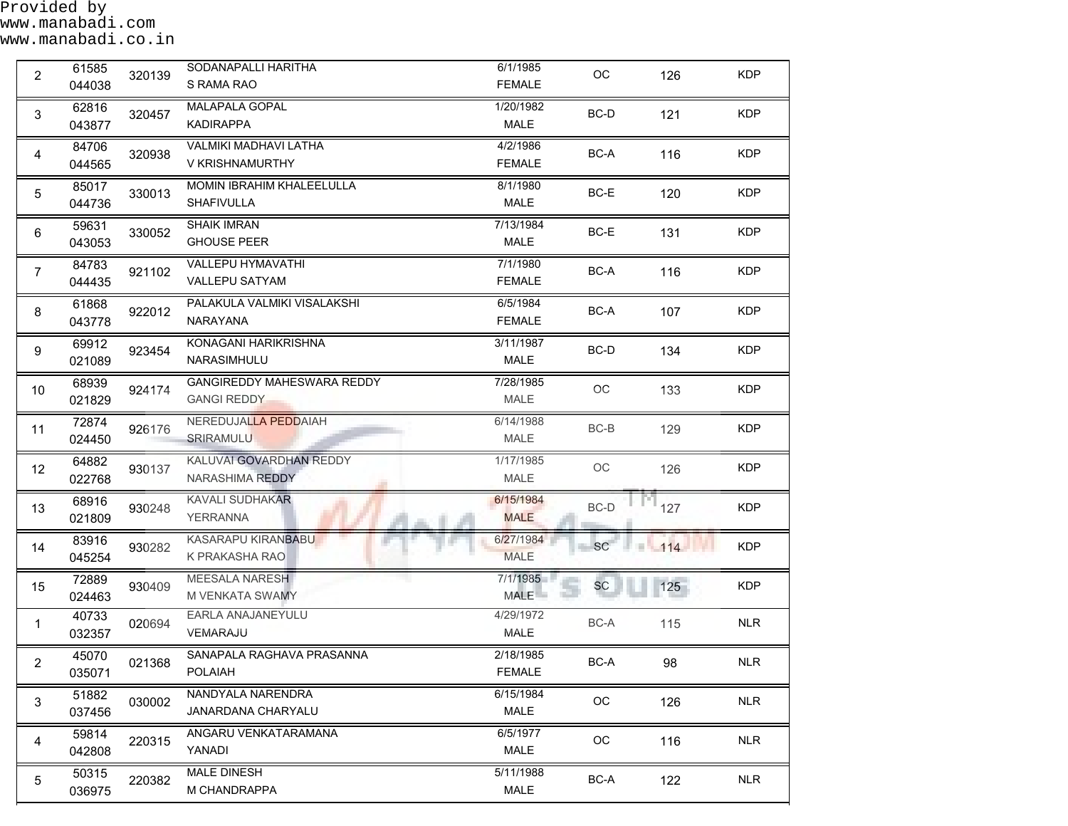Provided by
www.manabadi.com
www.manabadi.co.in

| | | | | | | | |
|---|---|---|---|---|---|---|---|
| 2 | 61585<br>044038 | 320139 | SODANAPALLI HARITHA<br>S RAMA RAO | 6/1/1985<br>FEMALE | OC | 126 | KDP |
| 3 | 62816<br>043877 | 320457 | MALAPALA GOPAL<br>KADIRAPPA | 1/20/1982<br>MALE | BC-D | 121 | KDP |
| 4 | 84706<br>044565 | 320938 | VALMIKI MADHAVI LATHA<br>V KRISHNAMURTHY | 4/2/1986<br>FEMALE | BC-A | 116 | KDP |
| 5 | 85017<br>044736 | 330013 | MOMIN IBRAHIM KHALEELULLA<br>SHAFIVULLA | 8/1/1980<br>MALE | BC-E | 120 | KDP |
| 6 | 59631<br>043053 | 330052 | SHAIK IMRAN<br>GHOUSE PEER | 7/13/1984<br>MALE | BC-E | 131 | KDP |
| 7 | 84783<br>044435 | 921102 | VALLEPU HYMAVATHI<br>VALLEPU SATYAM | 7/1/1980<br>FEMALE | BC-A | 116 | KDP |
| 8 | 61868<br>043778 | 922012 | PALAKULA VALMIKI VISALAKSHI<br>NARAYANA | 6/5/1984<br>FEMALE | BC-A | 107 | KDP |
| 9 | 69912<br>021089 | 923454 | KONAGANI HARIKRISHNA<br>NARASIMHULU | 3/11/1987<br>MALE | BC-D | 134 | KDP |
| 10 | 68939<br>021829 | 924174 | GANGIREDDY MAHESWARA REDDY<br>GANGI REDDY | 7/28/1985<br>MALE | OC | 133 | KDP |
| 11 | 72874<br>024450 | 926176 | NEREDUJALLA PEDDAIAH<br>SRIRAMULU | 6/14/1988<br>MALE | BC-B | 129 | KDP |
| 12 | 64882<br>022768 | 930137 | KALUVAI GOVARDHAN REDDY<br>NARASHIMA REDDY | 1/17/1985<br>MALE | OC | 126 | KDP |
| 13 | 68916<br>021809 | 930248 | KAVALI SUDHAKAR<br>YERRANNA | 6/15/1984<br>MALE | BC-D | 127 | KDP |
| 14 | 83916<br>045254 | 930282 | KASARAPU KIRANBABU<br>K PRAKASHA RAO | 6/27/1984<br>MALE | SC | 114 | KDP |
| 15 | 72889<br>024463 | 930409 | MEESALA NARESH<br>M VENKATA SWAMY | 7/1/1985<br>MALE | SC | 125 | KDP |
| 1 | 40733<br>032357 | 020694 | EARLA ANAJANEYULU<br>VEMARAJU | 4/29/1972<br>MALE | BC-A | 115 | NLR |
| 2 | 45070<br>035071 | 021368 | SANAPALA RAGHAVA PRASANNA<br>POLAIAH | 2/18/1985<br>FEMALE | BC-A | 98 | NLR |
| 3 | 51882<br>037456 | 030002 | NANDYALA NARENDRA<br>JANARDANA CHARYALU | 6/15/1984<br>MALE | OC | 126 | NLR |
| 4 | 59814<br>042808 | 220315 | ANGARU VENKATARAMANA<br>YANADI | 6/5/1977<br>MALE | OC | 116 | NLR |
| 5 | 50315<br>036975 | 220382 | MALE DINESH<br>M CHANDRAPPA | 5/11/1988<br>MALE | BC-A | 122 | NLR |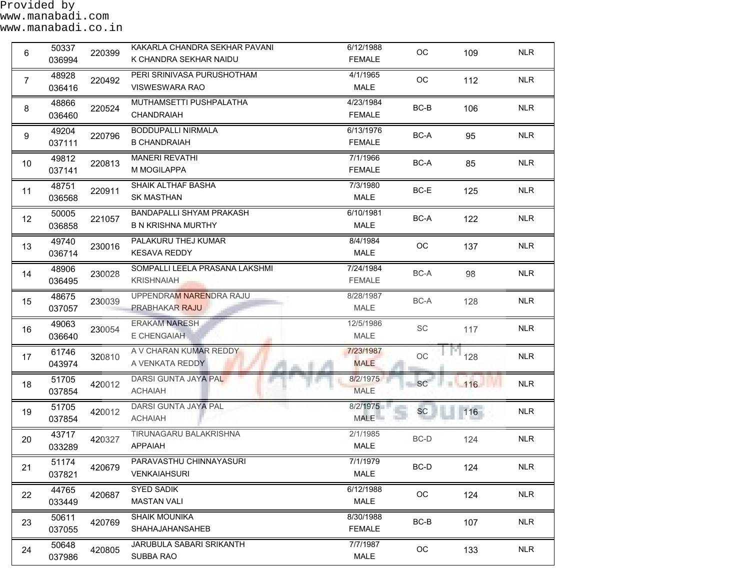Provided by
www.manabadi.com
www.manabadi.co.in

| | | | | | | | |
|---|---|---|---|---|---|---|---|
| 6 | 50337<br>036994 | 220399 | KAKARLA CHANDRA SEKHAR PAVANI<br>K CHANDRA SEKHAR NAIDU | 6/12/1988<br>FEMALE | OC | 109 | NLR |
| 7 | 48928<br>036416 | 220492 | PERI SRINIVASA PURUSHOTHAM<br>VISWESWARA RAO | 4/1/1965<br>MALE | OC | 112 | NLR |
| 8 | 48866<br>036460 | 220524 | MUTHAMSETTI PUSHPALATHA<br>CHANDRAIAH | 4/23/1984<br>FEMALE | BC-B | 106 | NLR |
| 9 | 49204<br>037111 | 220796 | BODDUPALLI NIRMALA<br>B CHANDRAIAH | 6/13/1976<br>FEMALE | BC-A | 95 | NLR |
| 10 | 49812<br>037141 | 220813 | MANERI REVATHI<br>M MOGILAPPA | 7/1/1966<br>FEMALE | BC-A | 85 | NLR |
| 11 | 48751<br>036568 | 220911 | SHAIK ALTHAF BASHA<br>SK MASTHAN | 7/3/1980<br>MALE | BC-E | 125 | NLR |
| 12 | 50005<br>036858 | 221057 | BANDAPALLI SHYAM PRAKASH<br>B N KRISHNA MURTHY | 6/10/1981<br>MALE | BC-A | 122 | NLR |
| 13 | 49740<br>036714 | 230016 | PALAKURU THEJ KUMAR<br>KESAVA REDDY | 8/4/1984<br>MALE | OC | 137 | NLR |
| 14 | 48906<br>036495 | 230028 | SOMPALLI LEELA PRASANA LAKSHMI<br>KRISHNAIAH | 7/24/1984<br>FEMALE | BC-A | 98 | NLR |
| 15 | 48675<br>037057 | 230039 | UPPENDRAM NARENDRA RAJU<br>PRABHAKAR RAJU | 8/28/1987<br>MALE | BC-A | 128 | NLR |
| 16 | 49063<br>036640 | 230054 | ERAKAM NARESH<br>E CHENGAIAH | 12/5/1986<br>MALE | SC | 117 | NLR |
| 17 | 61746<br>043974 | 320810 | A V CHARAN KUMAR REDDY<br>A VENKATA REDDY | 7/23/1987<br>MALE | OC | 128 | NLR |
| 18 | 51705<br>037854 | 420012 | DARSI GUNTA JAYA PAL<br>ACHAIAH | 8/2/1975<br>MALE | SC | 116 | NLR |
| 19 | 51705<br>037854 | 420012 | DARSI GUNTA JAYA PAL<br>ACHAIAH | 8/2/1975<br>MALE | SC | 116 | NLR |
| 20 | 43717<br>033289 | 420327 | TIRUNAGARU BALAKRISHNA<br>APPAIAH | 2/1/1985<br>MALE | BC-D | 124 | NLR |
| 21 | 51174<br>037821 | 420679 | PARAVASTHU CHINNAYASURI<br>VENKAIAHSURI | 7/1/1979<br>MALE | BC-D | 124 | NLR |
| 22 | 44765<br>033449 | 420687 | SYED SADIK<br>MASTAN VALI | 6/12/1988<br>MALE | OC | 124 | NLR |
| 23 | 50611<br>037055 | 420769 | SHAIK MOUNIKA<br>SHAHAJAHANSAHEB | 8/30/1988<br>FEMALE | BC-B | 107 | NLR |
| 24 | 50648<br>037986 | 420805 | JARUBULA SABARI SRIKANTH<br>SUBBA RAO | 7/7/1987<br>MALE | OC | 133 | NLR |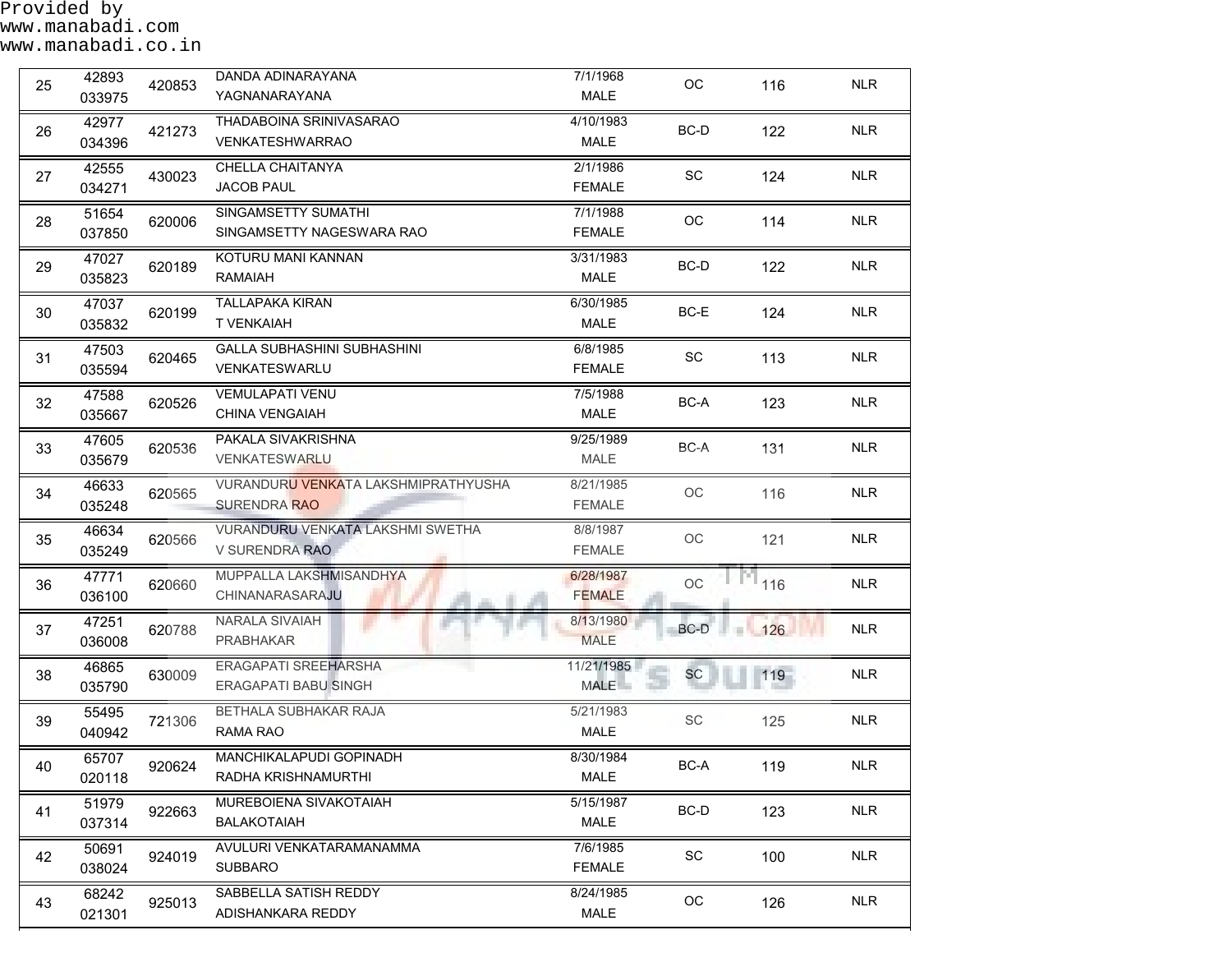Provided by
www.manabadi.com
www.manabadi.co.in

| | | | | | | | |
|---|---|---|---|---|---|---|---|
| 25 | 42893<br>033975 | 420853 | DANDA ADINARAYANA<br>YAGNANARAYANA | 7/1/1968<br>MALE | OC | 116 | NLR |
| 26 | 42977<br>034396 | 421273 | THADABOINA SRINIVASARAO<br>VENKATESHWARRAO | 4/10/1983<br>MALE | BC-D | 122 | NLR |
| 27 | 42555<br>034271 | 430023 | CHELLA CHAITANYA<br>JACOB PAUL | 2/1/1986<br>FEMALE | SC | 124 | NLR |
| 28 | 51654<br>037850 | 620006 | SINGAMSETTY SUMATHI<br>SINGAMSETTY NAGESWARA RAO | 7/1/1988<br>FEMALE | OC | 114 | NLR |
| 29 | 47027<br>035823 | 620189 | KOTURU MANI KANNAN<br>RAMAIAH | 3/31/1983<br>MALE | BC-D | 122 | NLR |
| 30 | 47037<br>035832 | 620199 | TALLAPAKA KIRAN<br>T VENKAIAH | 6/30/1985<br>MALE | BC-E | 124 | NLR |
| 31 | 47503<br>035594 | 620465 | GALLA SUBHASHINI SUBHASHINI<br>VENKATESWARLU | 6/8/1985<br>FEMALE | SC | 113 | NLR |
| 32 | 47588<br>035667 | 620526 | VEMULAPATI VENU<br>CHINA VENGAIAH | 7/5/1988<br>MALE | BC-A | 123 | NLR |
| 33 | 47605<br>035679 | 620536 | PAKALA SIVAKRISHNA<br>VENKATESWARLU | 9/25/1989<br>MALE | BC-A | 131 | NLR |
| 34 | 46633<br>035248 | 620565 | VURANDURU VENKATA LAKSHMIPRATHYUSHA<br>SURENDRA RAO | 8/21/1985<br>FEMALE | OC | 116 | NLR |
| 35 | 46634<br>035249 | 620566 | VURANDURU VENKATA LAKSHMI SWETHA<br>V SURENDRA RAO | 8/8/1987<br>FEMALE | OC | 121 | NLR |
| 36 | 47771<br>036100 | 620660 | MUPPALLA LAKSHMISANDHYA<br>CHINANARASARAJU | 6/28/1987<br>FEMALE | OC | 116 | NLR |
| 37 | 47251<br>036008 | 620788 | NARALA SIVAIAH<br>PRABHAKAR | 8/13/1980<br>MALE | BC-D | 126 | NLR |
| 38 | 46865<br>035790 | 630009 | ERAGAPATI SREEHARSHA<br>ERAGAPATI BABU SINGH | 11/21/1985<br>MALE | SC | 119 | NLR |
| 39 | 55495<br>040942 | 721306 | BETHALA SUBHAKAR RAJA<br>RAMA RAO | 5/21/1983<br>MALE | SC | 125 | NLR |
| 40 | 65707<br>020118 | 920624 | MANCHIKALAPUDI GOPINADH<br>RADHA KRISHNAMURTHI | 8/30/1984<br>MALE | BC-A | 119 | NLR |
| 41 | 51979<br>037314 | 922663 | MUREBOIENA SIVAKOTAIAH<br>BALAKOTAIAH | 5/15/1987<br>MALE | BC-D | 123 | NLR |
| 42 | 50691<br>038024 | 924019 | AVULURI VENKATARAMANAMMA<br>SUBBARO | 7/6/1985<br>FEMALE | SC | 100 | NLR |
| 43 | 68242<br>021301 | 925013 | SABBELLA SATISH REDDY<br>ADISHANKARA REDDY | 8/24/1985<br>MALE | OC | 126 | NLR |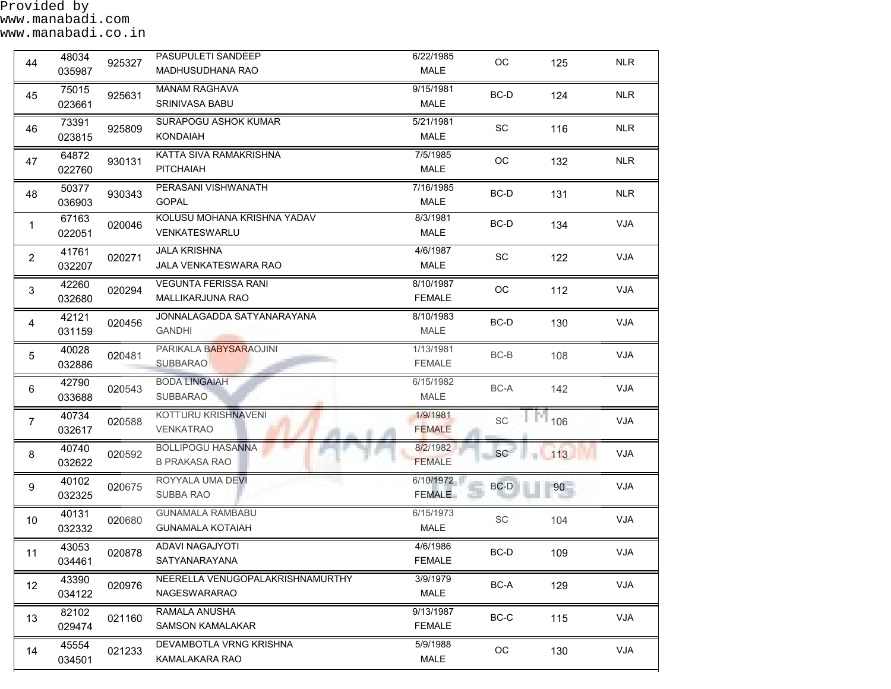Provided by
www.manabadi.com
www.manabadi.co.in

| | | | | | | | |
|---|---|---|---|---|---|---|---|
| 44 | 48034<br>035987 | 925327 | PASUPULETI SANDEEP<br>MADHUSUDHANA RAO | 6/22/1985<br>MALE | OC | 125 | NLR |
| 45 | 75015<br>023661 | 925631 | MANAM RAGHAVA<br>SRINIVASA BABU | 9/15/1981<br>MALE | BC-D | 124 | NLR |
| 46 | 73391<br>023815 | 925809 | SURAPOGU ASHOK KUMAR<br>KONDAIAH | 5/21/1981<br>MALE | SC | 116 | NLR |
| 47 | 64872<br>022760 | 930131 | KATTA SIVA RAMAKRISHNA<br>PITCHAIAH | 7/5/1985<br>MALE | OC | 132 | NLR |
| 48 | 50377<br>036903 | 930343 | PERASANI VISHWANATH<br>GOPAL | 7/16/1985<br>MALE | BC-D | 131 | NLR |
| 1 | 67163<br>022051 | 020046 | KOLUSU MOHANA KRISHNA YADAV<br>VENKATESWARLU | 8/3/1981<br>MALE | BC-D | 134 | VJA |
| 2 | 41761<br>032207 | 020271 | JALA KRISHNA<br>JALA VENKATESWARA RAO | 4/6/1987<br>MALE | SC | 122 | VJA |
| 3 | 42260<br>032680 | 020294 | VEGUNTA FERISSA RANI<br>MALLIKARJUNA RAO | 8/10/1987<br>FEMALE | OC | 112 | VJA |
| 4 | 42121<br>031159 | 020456 | JONNALAGADDA SATYANARAYANA<br>GANDHI | 8/10/1983<br>MALE | BC-D | 130 | VJA |
| 5 | 40028<br>032886 | 020481 | PARIKALA BABYSARAOJINI<br>SUBBARAO | 1/13/1981<br>FEMALE | BC-B | 108 | VJA |
| 6 | 42790<br>033688 | 020543 | BODA LINGAIAH<br>SUBBARAO | 6/15/1982<br>MALE | BC-A | 142 | VJA |
| 7 | 40734<br>032617 | 020588 | KOTTURU KRISHNAVENI<br>VENKATRAO | 1/9/1981<br>FEMALE | SC | 106 | VJA |
| 8 | 40740<br>032622 | 020592 | BOLLIPOGU HASANNA<br>B PRAKASA RAO | 8/2/1982<br>FEMALE | SC | 113 | VJA |
| 9 | 40102<br>032325 | 020675 | ROYYALA UMA DEVI<br>SUBBA RAO | 6/10/1972<br>FEMALE | BC-D | 90 | VJA |
| 10 | 40131<br>032332 | 020680 | GUNAMALA RAMBABU<br>GUNAMALA KOTAIAH | 6/15/1973<br>MALE | SC | 104 | VJA |
| 11 | 43053<br>034461 | 020878 | ADAVI NAGAJYOTI<br>SATYANARAYANA | 4/6/1986<br>FEMALE | BC-D | 109 | VJA |
| 12 | 43390<br>034122 | 020976 | NEERELLA VENUGOPALAKRISHNAMURTHY<br>NAGESWARARAO | 3/9/1979<br>MALE | BC-A | 129 | VJA |
| 13 | 82102<br>029474 | 021160 | RAMALA ANUSHA<br>SAMSON KAMALAKAR | 9/13/1987<br>FEMALE | BC-C | 115 | VJA |
| 14 | 45554<br>034501 | 021233 | DEVAMBOTLA VRNG KRISHNA<br>KAMALAKARA RAO | 5/9/1988<br>MALE | OC | 130 | VJA |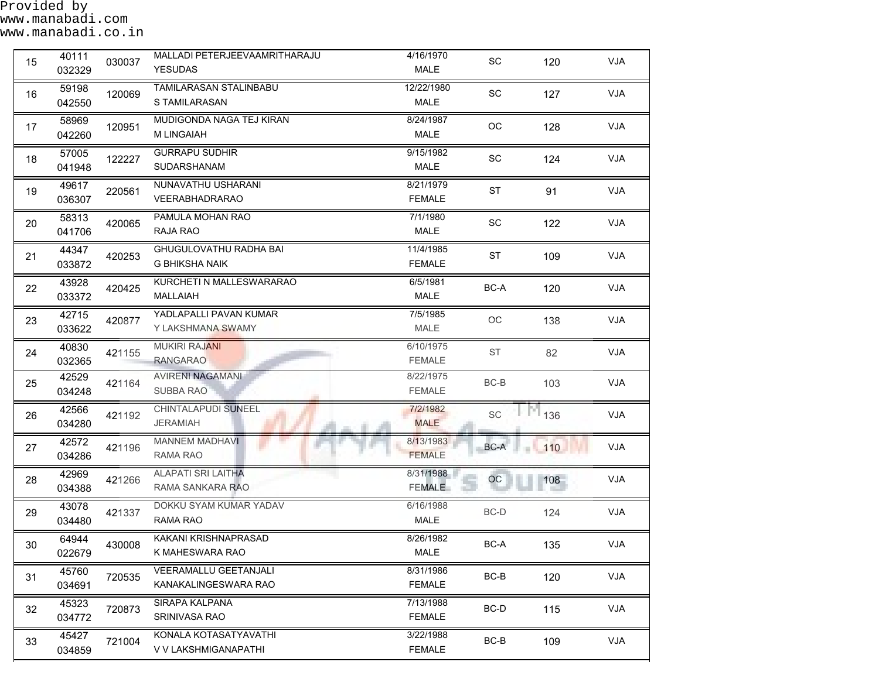Provided by
www.manabadi.com
www.manabadi.co.in

| | | | | | | | |
|---|---|---|---|---|---|---|---|
| 15 | 40111<br>032329 | 030037 | MALLADI PETERJEEVAAMRITHARAJU<br>YESUDAS | 4/16/1970<br>MALE | SC | 120 | VJA |
| 16 | 59198<br>042550 | 120069 | TAMILARASAN STALINBABU<br>S TAMILARASAN | 12/22/1980<br>MALE | SC | 127 | VJA |
| 17 | 58969<br>042260 | 120951 | MUDIGONDA NAGA TEJ KIRAN<br>M LINGAIAH | 8/24/1987<br>MALE | OC | 128 | VJA |
| 18 | 57005<br>041948 | 122227 | GURRAPU SUDHIR<br>SUDARSHANAM | 9/15/1982<br>MALE | SC | 124 | VJA |
| 19 | 49617<br>036307 | 220561 | NUNAVATHU USHARANI<br>VEERABHADRARAO | 8/21/1979<br>FEMALE | ST | 91 | VJA |
| 20 | 58313<br>041706 | 420065 | PAMULA MOHAN RAO<br>RAJA RAO | 7/1/1980<br>MALE | SC | 122 | VJA |
| 21 | 44347<br>033872 | 420253 | GHUGULOVATHU RADHA BAI<br>G BHIKSHA NAIK | 11/4/1985<br>FEMALE | ST | 109 | VJA |
| 22 | 43928<br>033372 | 420425 | KURCHETI N MALLESWARARAO<br>MALLAIAH | 6/5/1981<br>MALE | BC-A | 120 | VJA |
| 23 | 42715<br>033622 | 420877 | YADLAPALLI PAVAN KUMAR<br>Y LAKSHMANA SWAMY | 7/5/1985<br>MALE | OC | 138 | VJA |
| 24 | 40830<br>032365 | 421155 | MUKIRI RAJANI<br>RANGARAO | 6/10/1975<br>FEMALE | ST | 82 | VJA |
| 25 | 42529<br>034248 | 421164 | AVIRENI NAGAMANI<br>SUBBA RAO | 8/22/1975<br>FEMALE | BC-B | 103 | VJA |
| 26 | 42566<br>034280 | 421192 | CHINTALAPUDI SUNEEL<br>JERAMIAH | 7/2/1982<br>MALE | SC | 136 | VJA |
| 27 | 42572<br>034286 | 421196 | MANNEM MADHAVI<br>RAMA RAO | 8/13/1983<br>FEMALE | BC-A | 110 | VJA |
| 28 | 42969<br>034388 | 421266 | ALAPATI SRI LAITHA<br>RAMA SANKARA RAO | 8/31/1988<br>FEMALE | OC | 108 | VJA |
| 29 | 43078<br>034480 | 421337 | DOKKU SYAM KUMAR YADAV<br>RAMA RAO | 6/16/1988<br>MALE | BC-D | 124 | VJA |
| 30 | 64944<br>022679 | 430008 | KAKANI KRISHNAPRASAD<br>K MAHESWARA RAO | 8/26/1982<br>MALE | BC-A | 135 | VJA |
| 31 | 45760<br>034691 | 720535 | VEERAMALLU GEETANJALI<br>KANAKALINGESWARA RAO | 8/31/1986<br>FEMALE | BC-B | 120 | VJA |
| 32 | 45323<br>034772 | 720873 | SIRAPA KALPANA<br>SRINIVASA RAO | 7/13/1988<br>FEMALE | BC-D | 115 | VJA |
| 33 | 45427<br>034859 | 721004 | KONALA KOTASATYAVATHI<br>V V LAKSHMIGANAPATHI | 3/22/1988<br>FEMALE | BC-B | 109 | VJA |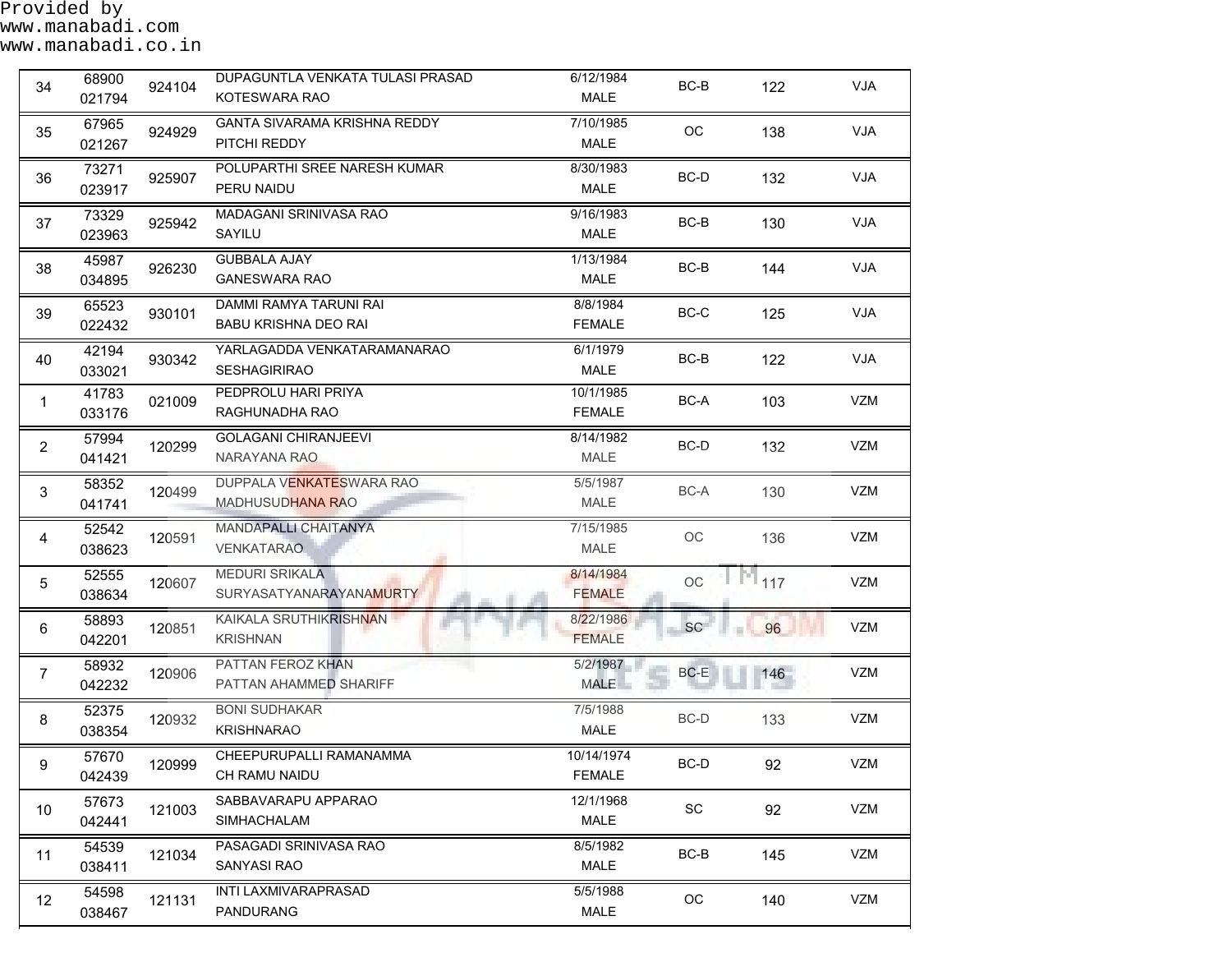Provided by
www.manabadi.com
www.manabadi.co.in

| | | | | | | | |
|---|---|---|---|---|---|---|---|
| 34 | 68900<br>021794 | 924104 | DUPAGUNTLA VENKATA TULASI PRASAD<br>KOTESWARA RAO | 6/12/1984<br>MALE | BC-B | 122 | VJA |
| 35 | 67965<br>021267 | 924929 | GANTA SIVARAMA KRISHNA REDDY<br>PITCHI REDDY | 7/10/1985<br>MALE | OC | 138 | VJA |
| 36 | 73271<br>023917 | 925907 | POLUPARTHI SREE NARESH KUMAR<br>PERU NAIDU | 8/30/1983<br>MALE | BC-D | 132 | VJA |
| 37 | 73329<br>023963 | 925942 | MADAGANI SRINIVASA RAO<br>SAYILU | 9/16/1983<br>MALE | BC-B | 130 | VJA |
| 38 | 45987<br>034895 | 926230 | GUBBALA AJAY<br>GANESWARA RAO | 1/13/1984<br>MALE | BC-B | 144 | VJA |
| 39 | 65523<br>022432 | 930101 | DAMMI RAMYA TARUNI RAI<br>BABU KRISHNA DEO RAI | 8/8/1984<br>FEMALE | BC-C | 125 | VJA |
| 40 | 42194<br>033021 | 930342 | YARLAGADDA VENKATARAMANARAO<br>SESHAGIRIRAO | 6/1/1979<br>MALE | BC-B | 122 | VJA |
| 1 | 41783<br>033176 | 021009 | PEDPROLU HARI PRIYA<br>RAGHUNADHA RAO | 10/1/1985<br>FEMALE | BC-A | 103 | VZM |
| 2 | 57994<br>041421 | 120299 | GOLAGANI CHIRANJEEVI<br>NARAYANA RAO | 8/14/1982<br>MALE | BC-D | 132 | VZM |
| 3 | 58352<br>041741 | 120499 | DUPPALA VENKATESWARA RAO<br>MADHUSUDHANA RAO | 5/5/1987<br>MALE | BC-A | 130 | VZM |
| 4 | 52542<br>038623 | 120591 | MANDAPALLI CHAITANYA<br>VENKATARAO | 7/15/1985<br>MALE | OC | 136 | VZM |
| 5 | 52555<br>038634 | 120607 | MEDURI SRIKALA<br>SURYASATYANARAYANAMURTY | 8/14/1984<br>FEMALE | OC | 117 | VZM |
| 6 | 58893<br>042201 | 120851 | KAIKALA SRUTHIKRISHNAN<br>KRISHNAN | 8/22/1986<br>FEMALE | SC | 96 | VZM |
| 7 | 58932<br>042232 | 120906 | PATTAN FEROZ KHAN<br>PATTAN AHAMMED SHARIFF | 5/2/1987<br>MALE | BC-E | 146 | VZM |
| 8 | 52375<br>038354 | 120932 | BONI SUDHAKAR<br>KRISHNARAO | 7/5/1988<br>MALE | BC-D | 133 | VZM |
| 9 | 57670<br>042439 | 120999 | CHEEPURUPALLI RAMANAMMA<br>CH RAMU NAIDU | 10/14/1974<br>FEMALE | BC-D | 92 | VZM |
| 10 | 57673<br>042441 | 121003 | SABBAVARAPU APPARAO<br>SIMHACHALAM | 12/1/1968<br>MALE | SC | 92 | VZM |
| 11 | 54539<br>038411 | 121034 | PASAGADI SRINIVASA RAO<br>SANYASI RAO | 8/5/1982<br>MALE | BC-B | 145 | VZM |
| 12 | 54598<br>038467 | 121131 | INTI LAXMIVARAPRASAD<br>PANDURANG | 5/5/1988<br>MALE | OC | 140 | VZM |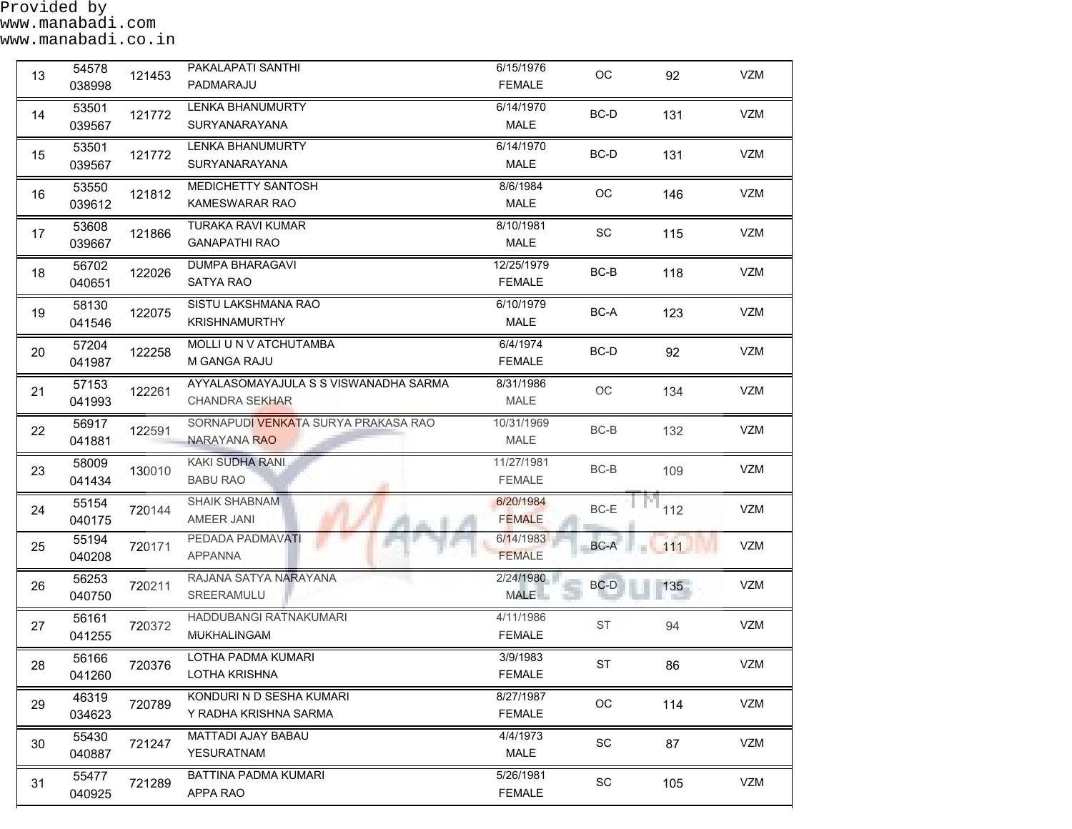Provided by
www.manabadi.com
www.manabadi.co.in

| | | | | | | | |
|---|---|---|---|---|---|---|---|
| 13 | 54578<br>038998 | 121453 | PAKALAPATI SANTHI<br>PADMARAJU | 6/15/1976<br>FEMALE | OC | 92 | VZM |
| 14 | 53501<br>039567 | 121772 | LENKA BHANUMURTY<br>SURYANARAYANA | 6/14/1970<br>MALE | BC-D | 131 | VZM |
| 15 | 53501<br>039567 | 121772 | LENKA BHANUMURTY<br>SURYANARAYANA | 6/14/1970<br>MALE | BC-D | 131 | VZM |
| 16 | 53550<br>039612 | 121812 | MEDICHETTY SANTOSH<br>KAMESWARAR RAO | 8/6/1984<br>MALE | OC | 146 | VZM |
| 17 | 53608<br>039667 | 121866 | TURAKA RAVI KUMAR<br>GANAPATHI RAO | 8/10/1981<br>MALE | SC | 115 | VZM |
| 18 | 56702<br>040651 | 122026 | DUMPA BHARAGAVI<br>SATYA RAO | 12/25/1979<br>FEMALE | BC-B | 118 | VZM |
| 19 | 58130<br>041546 | 122075 | SISTU LAKSHMANA RAO<br>KRISHNAMURTHY | 6/10/1979<br>MALE | BC-A | 123 | VZM |
| 20 | 57204<br>041987 | 122258 | MOLLI U N V ATCHUTAMBA<br>M GANGA RAJU | 6/4/1974<br>FEMALE | BC-D | 92 | VZM |
| 21 | 57153<br>041993 | 122261 | AYYALASOMAYAJULA S S VISWANADHA SARMA<br>CHANDRA SEKHAR | 8/31/1986<br>MALE | OC | 134 | VZM |
| 22 | 56917<br>041881 | 122591 | SORNAPUDI VENKATA SURYA PRAKASA RAO<br>NARAYANA RAO | 10/31/1969<br>MALE | BC-B | 132 | VZM |
| 23 | 58009<br>041434 | 130010 | KAKI SUDHA RANI<br>BABU RAO | 11/27/1981<br>FEMALE | BC-B | 109 | VZM |
| 24 | 55154<br>040175 | 720144 | SHAIK SHABNAM<br>AMEER JANI | 6/20/1984<br>FEMALE | BC-E | 112 | VZM |
| 25 | 55194<br>040208 | 720171 | PEDADA PADMAVATI<br>APPANNA | 6/14/1983<br>FEMALE | BC-A | 111 | VZM |
| 26 | 56253<br>040750 | 720211 | RAJANA SATYA NARAYANA<br>SREERAMULU | 2/24/1980<br>MALE | BC-D | 135 | VZM |
| 27 | 56161<br>041255 | 720372 | HADDUBANGI RATNAKUMARI<br>MUKHALINGAM | 4/11/1986<br>FEMALE | ST | 94 | VZM |
| 28 | 56166<br>041260 | 720376 | LOTHA PADMA KUMARI<br>LOTHA KRISHNA | 3/9/1983<br>FEMALE | ST | 86 | VZM |
| 29 | 46319<br>034623 | 720789 | KONDURI N D SESHA KUMARI<br>Y RADHA KRISHNA SARMA | 8/27/1987<br>FEMALE | OC | 114 | VZM |
| 30 | 55430<br>040887 | 721247 | MATTADI AJAY BABAU<br>YESURATNAM | 4/4/1973<br>MALE | SC | 87 | VZM |
| 31 | 55477<br>040925 | 721289 | BATTINA PADMA KUMARI<br>APPA RAO | 5/26/1981<br>FEMALE | SC | 105 | VZM |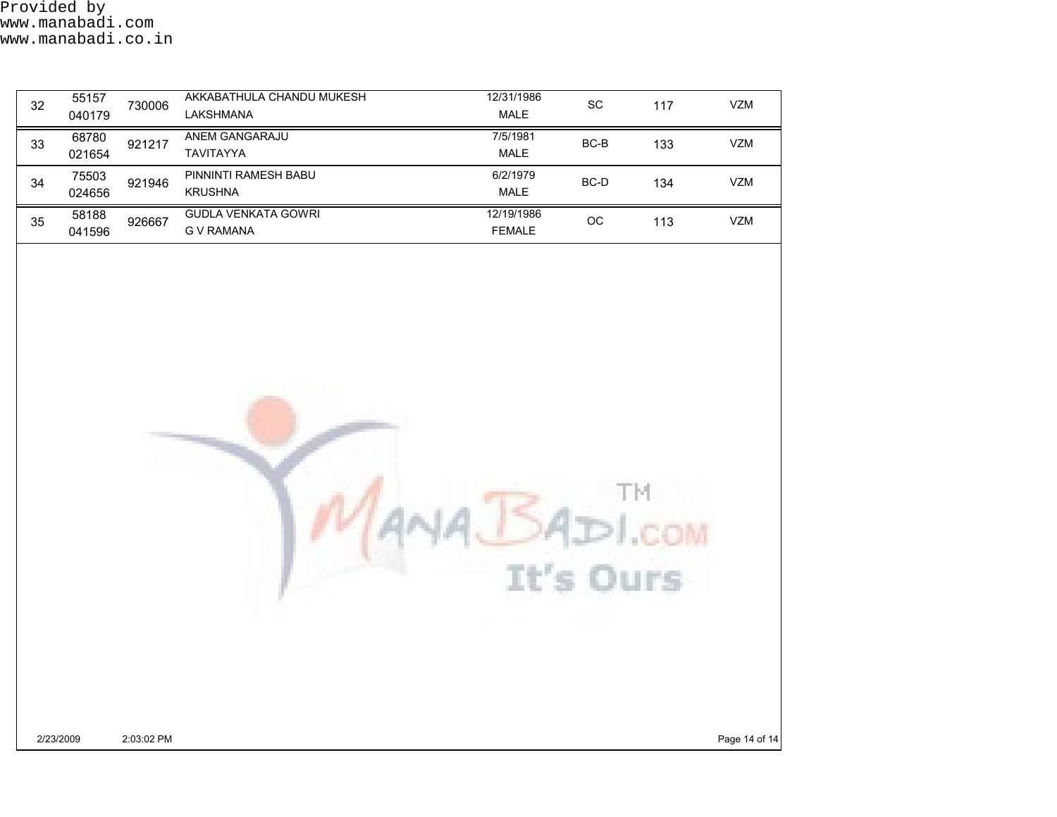Provided by
www.manabadi.com
www.manabadi.co.in

| | | | | | | | |
|---|---|---|---|---|---|---|---|
| 32 | 55157<br>040179 | 730006 | AKKABATHULA CHANDU MUKESH<br>LAKSHMANA | 12/31/1986<br>MALE | SC | 117 | VZM |
| 33 | 68780<br>021654 | 921217 | ANEM GANGARAJU<br>TAVITAYYA | 7/5/1981<br>MALE | BC-B | 133 | VZM |
| 34 | 75503<br>024656 | 921946 | PINNINTI RAMESH BABU<br>KRUSHNA | 6/2/1979<br>MALE | BC-D | 134 | VZM |
| 35 | 58188<br>041596 | 926667 | GUDLA VENKATA GOWRI<br>G V RAMANA | 12/19/1986<br>FEMALE | OC | 113 | VZM |

2/23/2009 2:03:02 PM